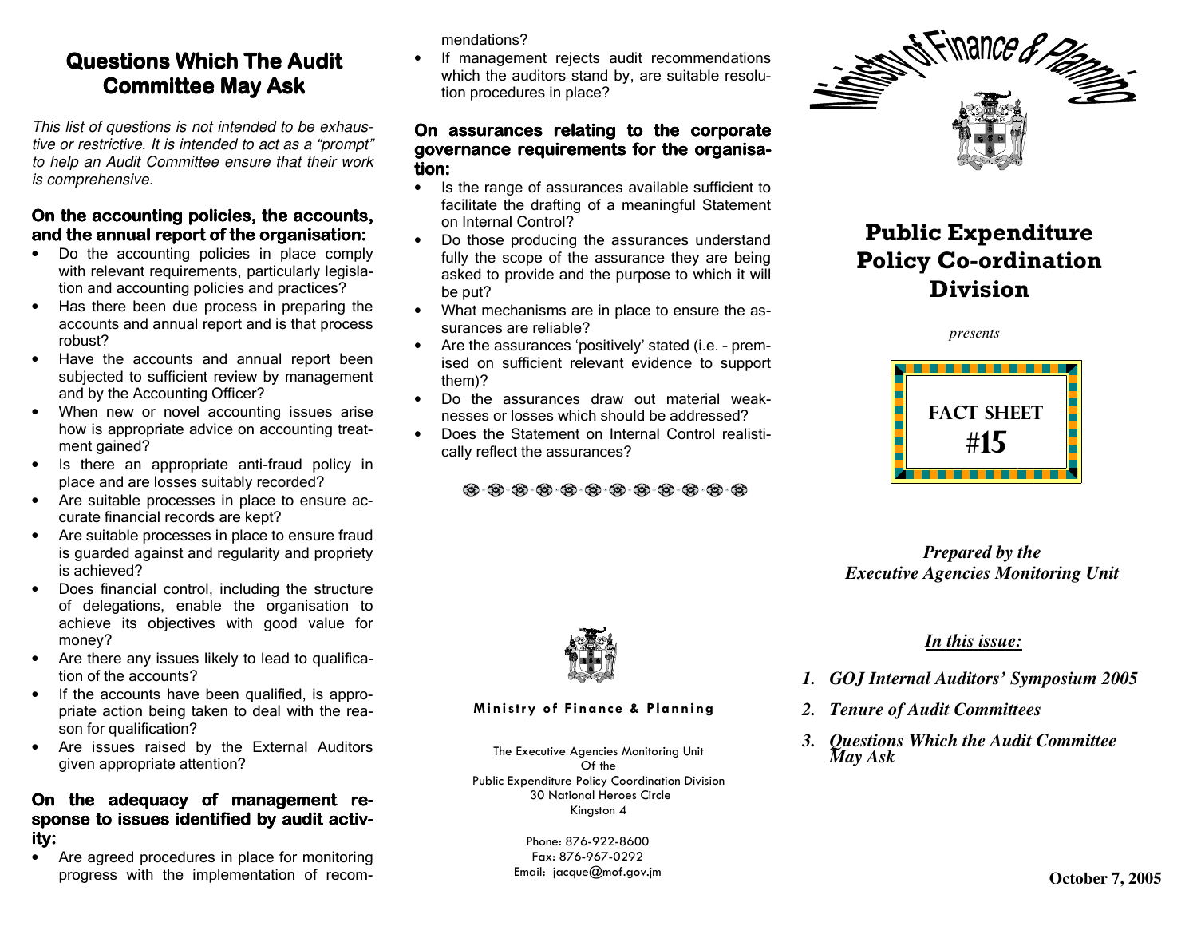## Questions Which The Audit Committee May Ask

*This list of questions is not intended to be exhaustive or restrictive. It is intended to act as a "prompt" to help an Audit Committee ensure that their work is comprehensive.*

### On the accounting policies, the accounts, and the annual report of the organisation:

- Do the accounting policies in place comply with relevant requirements, particularly legislation and accounting policies and practices?
- Has there been due process in preparing the accounts and annual report and is that process robust?
- Have the accounts and annual report been subjected to sufficient review by management and by the Accounting Officer?
- When new or novel accounting issues arise how is appropriate advice on accounting treatment gained?
- Is there an appropriate anti-fraud policy in place and are losses suitably recorded?
- Are suitable processes in place to ensure accurate financial records are kept?
- Are suitable processes in place to ensure fraud is guarded against and regularity and propriety is achieved?
- Does financial control, including the structure of delegations, enable the organisation to achieve its objectives with good value for money?
- Are there any issues likely to lead to qualification of the accounts?
- If the accounts have been qualified, is appropriate action being taken to deal with the reason for qualification?
- Are issues raised by the External Auditors given appropriate attention?

### On the adequacy of management response to issues identified by audit activity:

- Are agreed procedures in place for monitoring progress with the implementation of recommendations?
- If management rejects audit recommendations which the auditors stand by, are suitable resolution procedures in place?

### On assurances relating to the corporate governance requirements for the organisation:

- Is the range of assurances available sufficient to facilitate the drafting of a meaningful Statement on Internal Control?
- Do those producing the assurances understand fully the scope of the assurance they are being asked to provide and the purpose to which it will be put?
- What mechanisms are in place to ensure the assurances are reliable?
- Are the assurances 'positively' stated (i.e. - premised on sufficient relevant evidence to support them)?
- Do the assurances draw out material weaknesses or losses which should be addressed?
- Does the Statement on Internal Control realistically reflect the assurances?

**Ministry of Finance & Planning**

The Executive Agencies Monitoring Unit
Of the
Public Expenditure Policy Coordination Division
30 National Heroes Circle
Kingston 4

Phone: 876-922-8600
Fax: 876-967-0292
Email: jacque@mof.gov.jm

Ministry of Finance & Planning

# Public Expenditure Policy Co-ordination Division

*presents*

**FACT SHEET #15**

***Prepared by the Executive Agencies Monitoring Unit***

***In this issue:***

1. ***GOJ Internal Auditors' Symposium 2005***
2. ***Tenure of Audit Committees***
3. ***Questions Which the Audit Committee May Ask***

**October 7, 2005**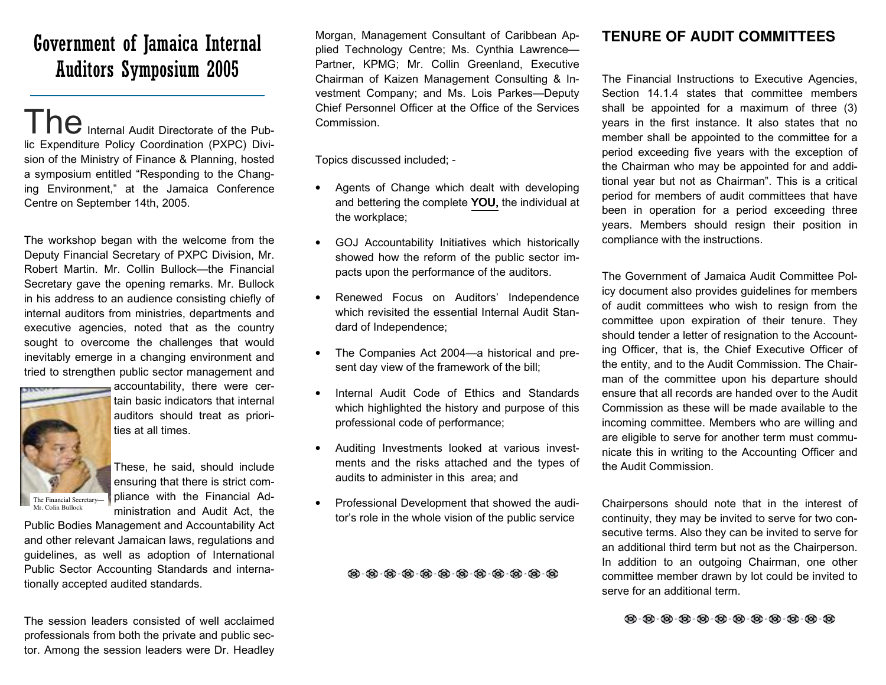# Government of Jamaica Internal Auditors Symposium 2005

The Internal Audit Directorate of the Public Expenditure Policy Coordination (PXPC) Division of the Ministry of Finance & Planning, hosted a symposium entitled "Responding to the Changing Environment," at the Jamaica Conference Centre on September 14th, 2005.

The workshop began with the welcome from the Deputy Financial Secretary of PXPC Division, Mr. Robert Martin. Mr. Collin Bullock—the Financial Secretary gave the opening remarks. Mr. Bullock in his address to an audience consisting chiefly of internal auditors from ministries, departments and executive agencies, noted that as the country sought to overcome the challenges that would inevitably emerge in a changing environment and tried to strengthen public sector management and accountability, there were certain basic indicators that internal auditors should treat as priorities at all times.

The Financial Secretary—Mr. Colin Bullock

These, he said, should include ensuring that there is strict compliance with the Financial Administration and Audit Act, the Public Bodies Management and Accountability Act and other relevant Jamaican laws, regulations and guidelines, as well as adoption of International Public Sector Accounting Standards and internationally accepted audited standards.

The session leaders consisted of well acclaimed professionals from both the private and public sector. Among the session leaders were Dr. Headley Morgan, Management Consultant of Caribbean Applied Technology Centre; Ms. Cynthia Lawrence—Partner, KPMG; Mr. Collin Greenland, Executive Chairman of Kaizen Management Consulting & Investment Company; and Ms. Lois Parkes—Deputy Chief Personnel Officer at the Office of the Services Commission.

Topics discussed included; -

- Agents of Change which dealt with developing and bettering the complete **YOU,** the individual at the workplace;
- GOJ Accountability Initiatives which historically showed how the reform of the public sector impacts upon the performance of the auditors.
- Renewed Focus on Auditors' Independence which revisited the essential Internal Audit Standard of Independence;
- The Companies Act 2004—a historical and present day view of the framework of the bill;
- Internal Audit Code of Ethics and Standards which highlighted the history and purpose of this professional code of performance;
- Auditing Investments looked at various investments and the risks attached and the types of audits to administer in this area; and
- Professional Development that showed the auditor's role in the whole vision of the public service

## TENURE OF AUDIT COMMITTEES

The Financial Instructions to Executive Agencies, Section 14.1.4 states that committee members shall be appointed for a maximum of three (3) years in the first instance. It also states that no member shall be appointed to the committee for a period exceeding five years with the exception of the Chairman who may be appointed for and additional year but not as Chairman". This is a critical period for members of audit committees that have been in operation for a period exceeding three years. Members should resign their position in compliance with the instructions.

The Government of Jamaica Audit Committee Policy document also provides guidelines for members of audit committees who wish to resign from the committee upon expiration of their tenure. They should tender a letter of resignation to the Accounting Officer, that is, the Chief Executive Officer of the entity, and to the Audit Commission. The Chairman of the committee upon his departure should ensure that all records are handed over to the Audit Commission as these will be made available to the incoming committee. Members who are willing and are eligible to serve for another term must communicate this in writing to the Accounting Officer and the Audit Commission.

Chairpersons should note that in the interest of continuity, they may be invited to serve for two consecutive terms. Also they can be invited to serve for an additional third term but not as the Chairperson. In addition to an outgoing Chairman, one other committee member drawn by lot could be invited to serve for an additional term.